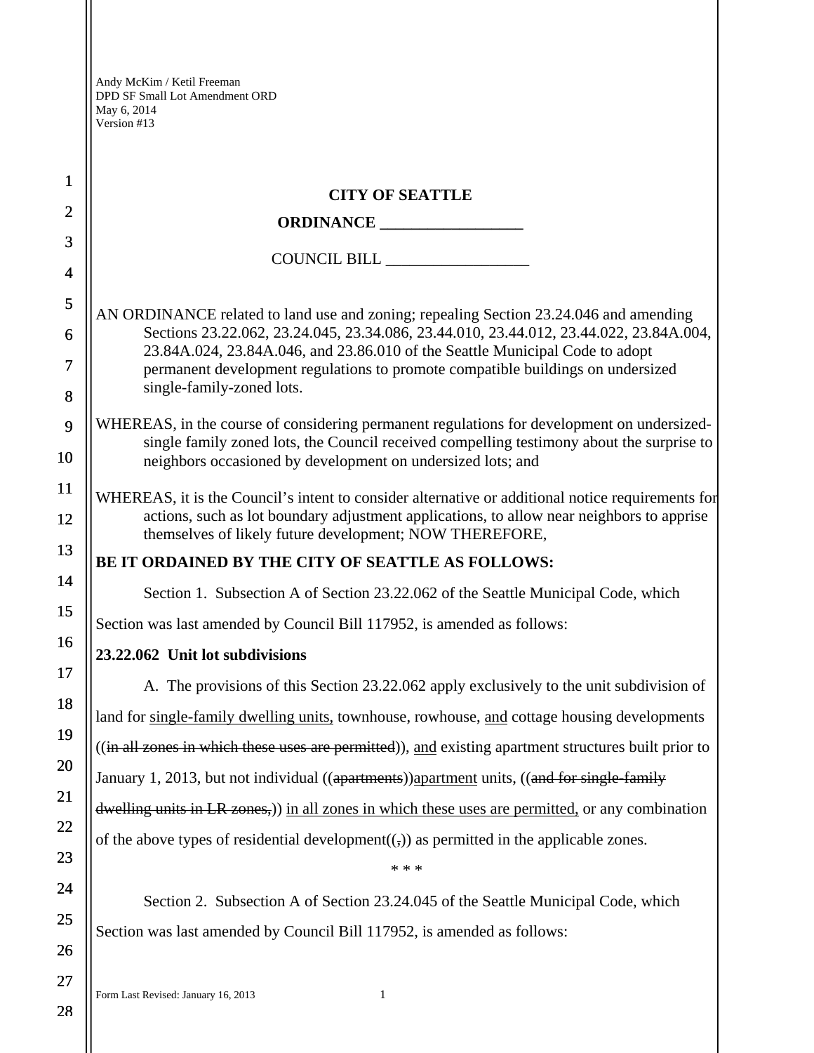**CITY OF SEATTLE**

**ORDINANCE \_\_\_\_\_\_\_\_\_\_\_\_\_\_\_\_\_\_**

COUNCIL BILL \_\_\_\_\_\_\_\_\_\_\_\_\_\_\_\_\_\_

AN ORDINANCE related to land use and zoning; repealing Section 23.24.046 and amending Sections 23.22.062, 23.24.045, 23.34.086, 23.44.010, 23.44.012, 23.44.022, 23.84A.004, 23.84A.024, 23.84A.046, and 23.86.010 of the Seattle Municipal Code to adopt permanent development regulations to promote compatible buildings on undersized single-family-zoned lots.

WHEREAS, in the course of considering permanent regulations for development on undersized-single family zoned lots, the Council received compelling testimony about the surprise to neighbors occasioned by development on undersized lots; and

WHEREAS, it is the Council's intent to consider alternative or additional notice requirements for actions, such as lot boundary adjustment applications, to allow near neighbors to apprise themselves of likely future development; NOW THEREFORE,

**BE IT ORDAINED BY THE CITY OF SEATTLE AS FOLLOWS:**

Section 1. Subsection A of Section 23.22.062 of the Seattle Municipal Code, which Section was last amended by Council Bill 117952, is amended as follows:

**23.22.062 Unit lot subdivisions**

A. The provisions of this Section 23.22.062 apply exclusively to the unit subdivision of land for <u>single-family dwelling units,</u> townhouse, rowhouse, <u>and</u> cottage housing developments ((~~in all zones in which these uses are permitted~~)), <u>and</u> existing apartment structures built prior to January 1, 2013, but not individual ((~~apartments~~))<u>apartment</u> units, ((~~and for single-family dwelling units in LR zones,~~)) <u>in all zones in which these uses are permitted,</u> or any combination of the above types of residential development((~~,~~)) as permitted in the applicable zones.

\* \* \*

Section 2. Subsection A of Section 23.24.045 of the Seattle Municipal Code, which Section was last amended by Council Bill 117952, is amended as follows: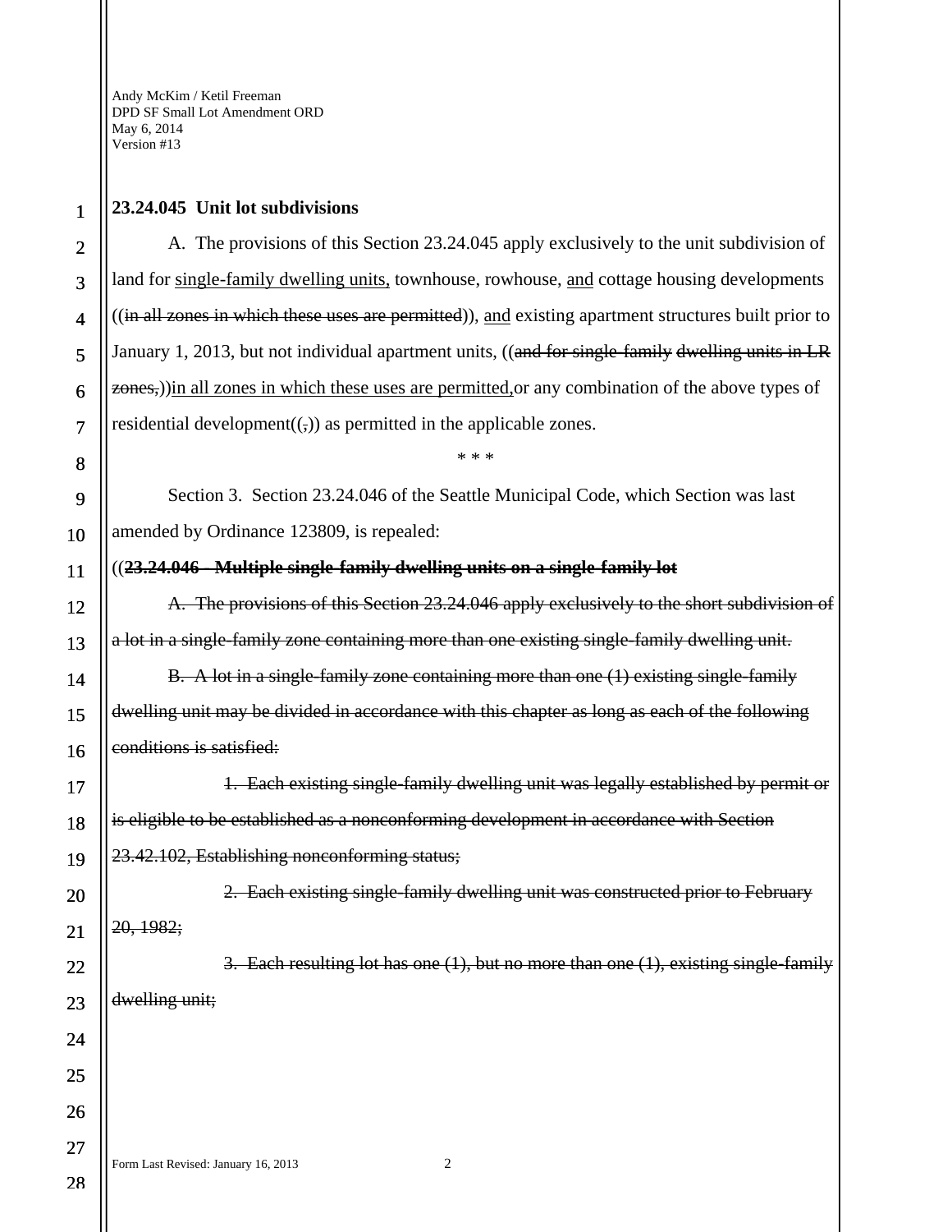**23.24.045 Unit lot subdivisions**

A. The provisions of this Section 23.24.045 apply exclusively to the unit subdivision of land for <u>single-family dwelling units,</u> townhouse, rowhouse, <u>and</u> cottage housing developments ((~~in all zones in which these uses are permitted~~)), <u>and</u> existing apartment structures built prior to January 1, 2013, but not individual apartment units, ((~~and for single-family dwelling units in LR zones,~~))<u>in all zones in which these uses are permitted,</u>or any combination of the above types of residential development((~~,~~)) as permitted in the applicable zones.

\* \* \*

Section 3. Section 23.24.046 of the Seattle Municipal Code, which Section was last amended by Ordinance 123809, is repealed:

((~~**23.24.046 Multiple single-family dwelling units on a single-family lot**~~

~~A. The provisions of this Section 23.24.046 apply exclusively to the short subdivision of a lot in a single-family zone containing more than one existing single-family dwelling unit.~~

~~B. A lot in a single-family zone containing more than one (1) existing single-family dwelling unit may be divided in accordance with this chapter as long as each of the following conditions is satisfied:~~

~~1. Each existing single-family dwelling unit was legally established by permit or is eligible to be established as a nonconforming development in accordance with Section 23.42.102, Establishing nonconforming status;~~

~~2. Each existing single-family dwelling unit was constructed prior to February 20, 1982;~~

~~3. Each resulting lot has one (1), but no more than one (1), existing single-family dwelling unit;~~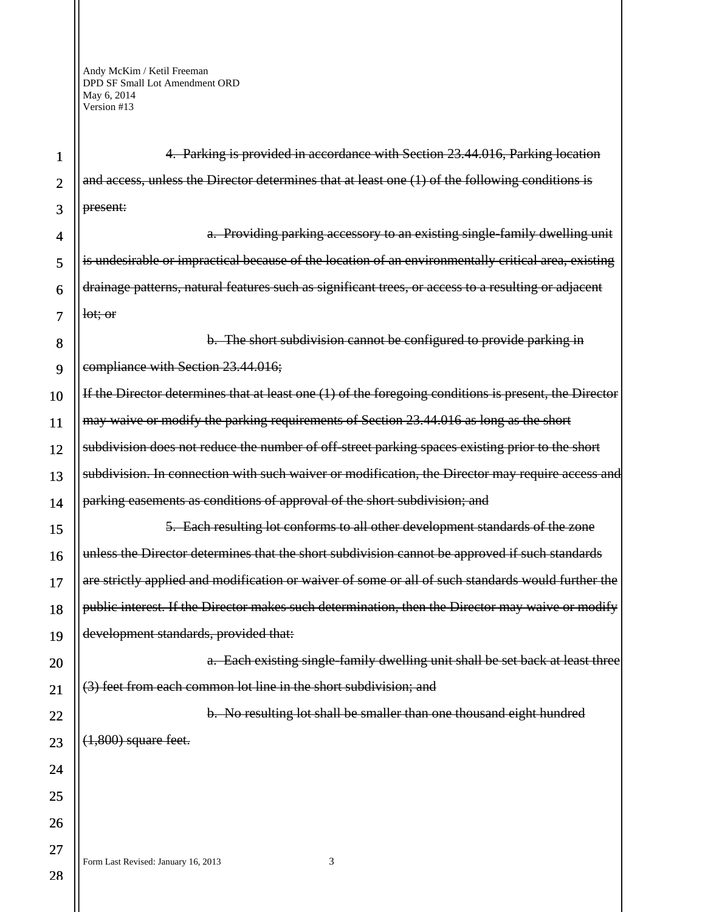~~4. Parking is provided in accordance with Section 23.44.016, Parking location and access, unless the Director determines that at least one (1) of the following conditions is present:~~

~~a. Providing parking accessory to an existing single-family dwelling unit is undesirable or impractical because of the location of an environmentally critical area, existing drainage patterns, natural features such as significant trees, or access to a resulting or adjacent lot; or~~

~~b. The short subdivision cannot be configured to provide parking in compliance with Section 23.44.016;~~

~~If the Director determines that at least one (1) of the foregoing conditions is present, the Director may waive or modify the parking requirements of Section 23.44.016 as long as the short subdivision does not reduce the number of off-street parking spaces existing prior to the short subdivision. In connection with such waiver or modification, the Director may require access and parking easements as conditions of approval of the short subdivision; and~~

~~5. Each resulting lot conforms to all other development standards of the zone unless the Director determines that the short subdivision cannot be approved if such standards are strictly applied and modification or waiver of some or all of such standards would further the public interest. If the Director makes such determination, then the Director may waive or modify development standards, provided that:~~

~~a. Each existing single-family dwelling unit shall be set back at least three (3) feet from each common lot line in the short subdivision; and~~

~~b. No resulting lot shall be smaller than one thousand eight hundred (1,800) square feet.~~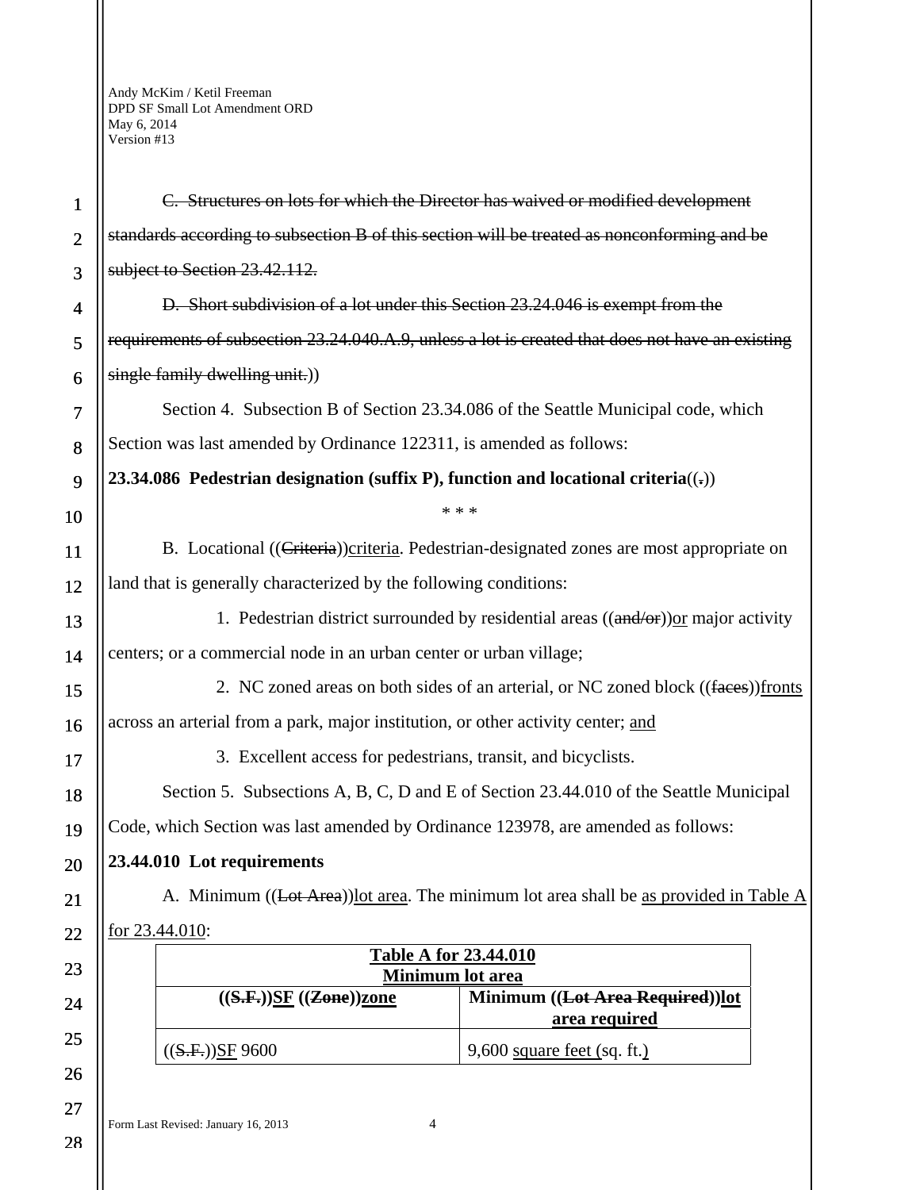~~C. Structures on lots for which the Director has waived or modified development standards according to subsection B of this section will be treated as nonconforming and be subject to Section 23.42.112.~~

~~D. Short subdivision of a lot under this Section 23.24.046 is exempt from the requirements of subsection 23.24.040.A.9, unless a lot is created that does not have an existing single family dwelling unit.~~))

Section 4. Subsection B of Section 23.34.086 of the Seattle Municipal code, which Section was last amended by Ordinance 122311, is amended as follows:

**23.34.086 Pedestrian designation (suffix P), function and locational criteria**((~~.~~))

\* \* \*

B. Locational ((~~Criteria~~))criteria. Pedestrian-designated zones are most appropriate on land that is generally characterized by the following conditions:

1. Pedestrian district surrounded by residential areas ((~~and/or~~))or major activity centers; or a commercial node in an urban center or urban village;

2. NC zoned areas on both sides of an arterial, or NC zoned block ((~~faces~~))fronts across an arterial from a park, major institution, or other activity center; and

3. Excellent access for pedestrians, transit, and bicyclists.

Section 5. Subsections A, B, C, D and E of Section 23.44.010 of the Seattle Municipal Code, which Section was last amended by Ordinance 123978, are amended as follows:

**23.44.010 Lot requirements**

A. Minimum ((~~Lot Area~~))lot area. The minimum lot area shall be as provided in Table A for 23.44.010:

| **Table A for 23.44.010 Minimum lot area** | |
|---|---|
| **((~~S.F.~~))SF ((~~Zone~~))zone** | **Minimum ((~~Lot Area Required~~))lot area required** |
| ((~~S.F.~~))SF 9600 | 9,600 square feet (sq. ft.) |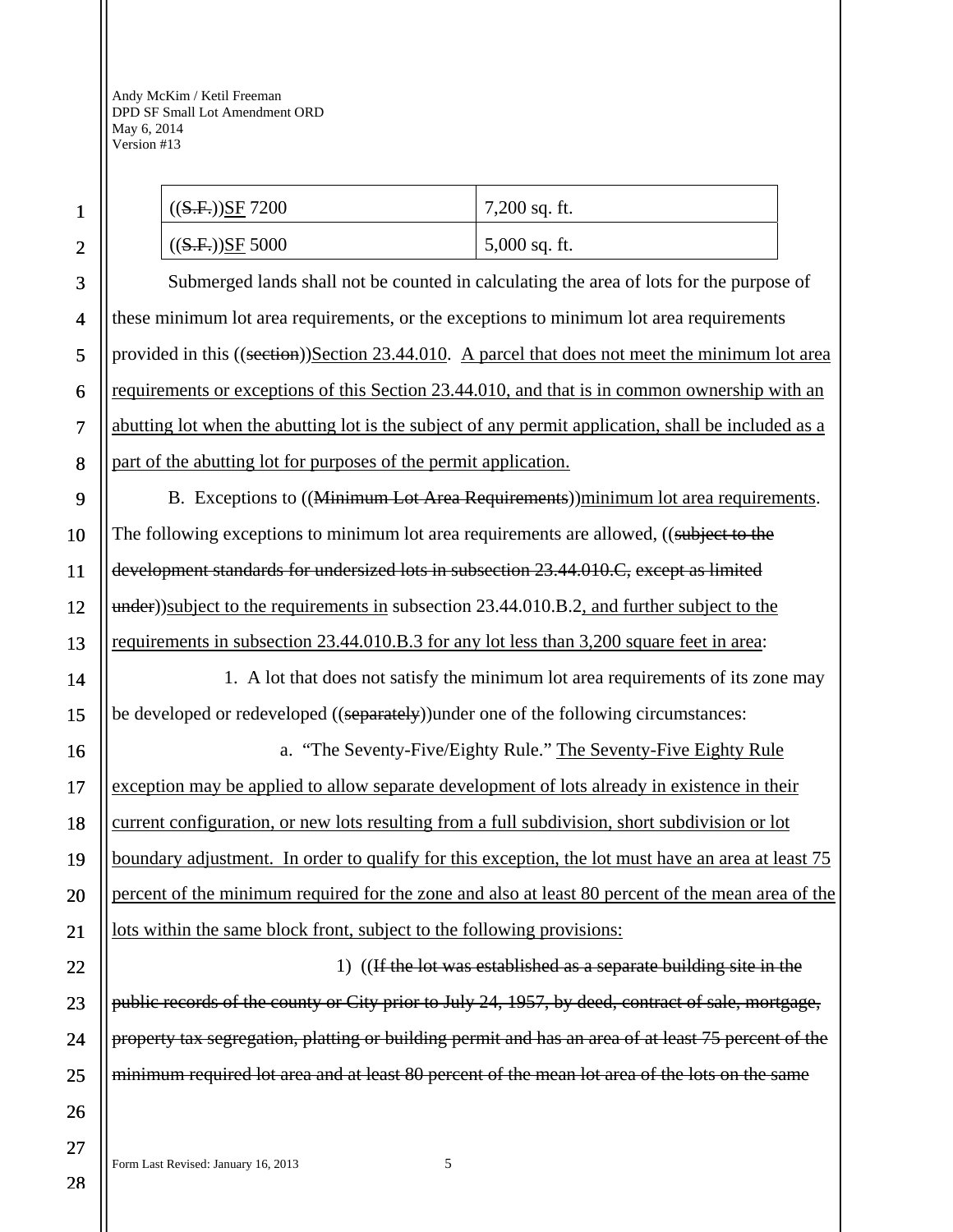| ((~~S.F.~~))<u>SF</u> 7200 | 7,200 sq. ft. |
|---|---|
| ((~~S.F.~~))<u>SF</u> 5000 | 5,000 sq. ft. |

Submerged lands shall not be counted in calculating the area of lots for the purpose of these minimum lot area requirements, or the exceptions to minimum lot area requirements provided in this ((~~section~~))<u>Section 23.44.010</u>. <u>A parcel that does not meet the minimum lot area requirements or exceptions of this Section 23.44.010, and that is in common ownership with an abutting lot when the abutting lot is the subject of any permit application, shall be included as a part of the abutting lot for purposes of the permit application.</u>

B. Exceptions to ((~~Minimum Lot Area Requirements~~))<u>minimum lot area requirements</u>. The following exceptions to minimum lot area requirements are allowed, ((~~subject to the development standards for undersized lots in subsection 23.44.010.C, except as limited under~~))<u>subject to the requirements in</u> subsection 23.44.010.B.2<u>, and further subject to the requirements in subsection 23.44.010.B.3 for any lot less than 3,200 square feet in area</u>:

1. A lot that does not satisfy the minimum lot area requirements of its zone may be developed or redeveloped ((~~separately~~))under one of the following circumstances:

a. "The Seventy-Five/Eighty Rule." <u>The Seventy-Five Eighty Rule exception may be applied to allow separate development of lots already in existence in their current configuration, or new lots resulting from a full subdivision, short subdivision or lot boundary adjustment. In order to qualify for this exception, the lot must have an area at least 75 percent of the minimum required for the zone and also at least 80 percent of the mean area of the lots within the same block front, subject to the following provisions:</u>

1) ((~~If the lot was established as a separate building site in the public records of the county or City prior to July 24, 1957, by deed, contract of sale, mortgage, property tax segregation, platting or building permit and has an area of at least 75 percent of the minimum required lot area and at least 80 percent of the mean lot area of the lots on the same~~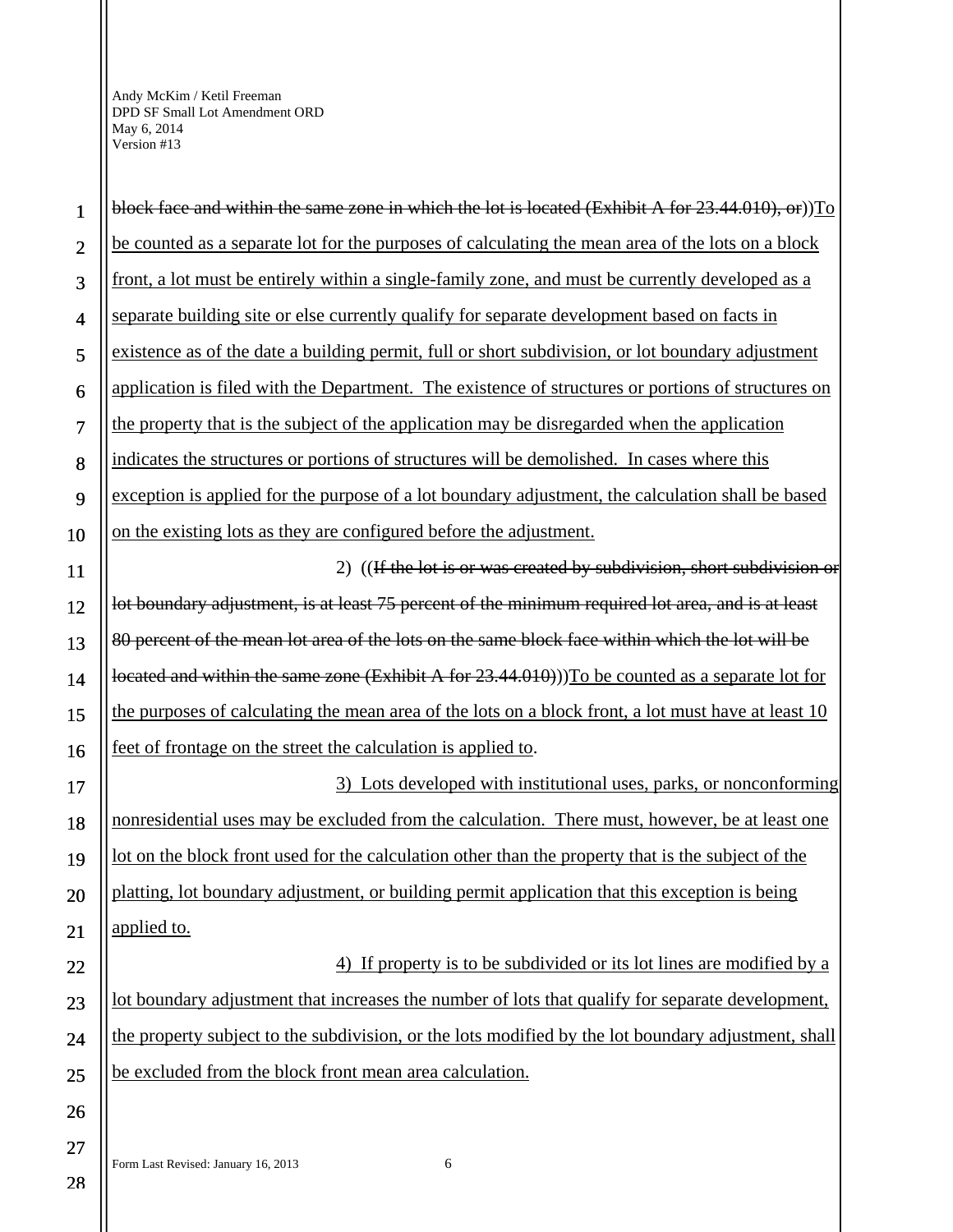~~block face and within the same zone in which the lot is located (Exhibit A for 23.44.010), or~~))To be counted as a separate lot for the purposes of calculating the mean area of the lots on a block front, a lot must be entirely within a single-family zone, and must be currently developed as a separate building site or else currently qualify for separate development based on facts in existence as of the date a building permit, full or short subdivision, or lot boundary adjustment application is filed with the Department. The existence of structures or portions of structures on the property that is the subject of the application may be disregarded when the application indicates the structures or portions of structures will be demolished. In cases where this exception is applied for the purpose of a lot boundary adjustment, the calculation shall be based on the existing lots as they are configured before the adjustment.

2) ((~~If the lot is or was created by subdivision, short subdivision or lot boundary adjustment, is at least 75 percent of the minimum required lot area, and is at least 80 percent of the mean lot area of the lots on the same block face within which the lot will be located and within the same zone (Exhibit A for 23.44.010)~~))To be counted as a separate lot for the purposes of calculating the mean area of the lots on a block front, a lot must have at least 10 feet of frontage on the street the calculation is applied to.

3) Lots developed with institutional uses, parks, or nonconforming nonresidential uses may be excluded from the calculation. There must, however, be at least one lot on the block front used for the calculation other than the property that is the subject of the platting, lot boundary adjustment, or building permit application that this exception is being applied to.

4) If property is to be subdivided or its lot lines are modified by a lot boundary adjustment that increases the number of lots that qualify for separate development, the property subject to the subdivision, or the lots modified by the lot boundary adjustment, shall be excluded from the block front mean area calculation.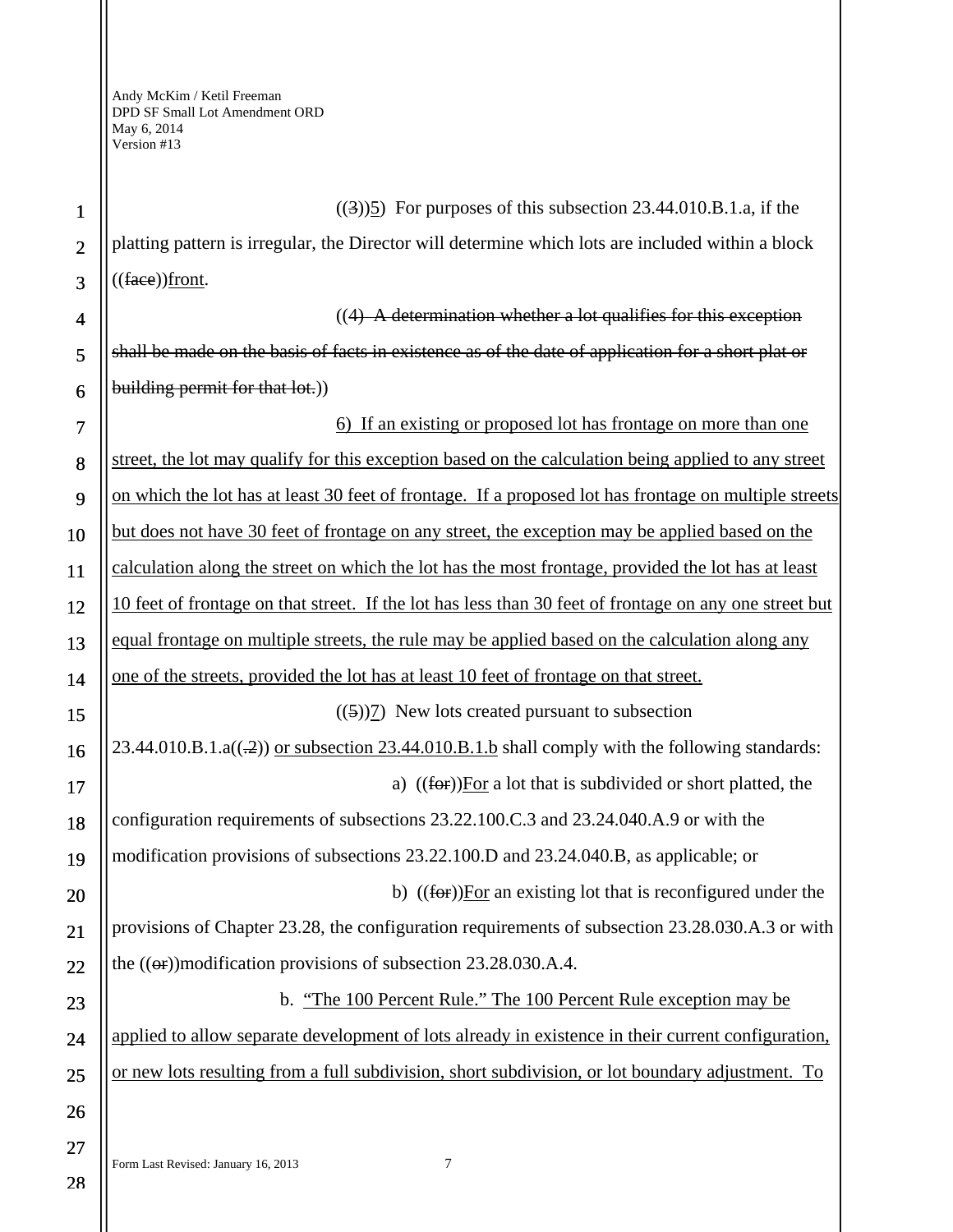((~~3~~))<u>5</u>) For purposes of this subsection 23.44.010.B.1.a, if the platting pattern is irregular, the Director will determine which lots are included within a block ((~~face~~))<u>front</u>.

((~~4) A determination whether a lot qualifies for this exception shall be made on the basis of facts in existence as of the date of application for a short plat or building permit for that lot.~~))

<u>6) If an existing or proposed lot has frontage on more than one street, the lot may qualify for this exception based on the calculation being applied to any street on which the lot has at least 30 feet of frontage. If a proposed lot has frontage on multiple streets but does not have 30 feet of frontage on any street, the exception may be applied based on the calculation along the street on which the lot has the most frontage, provided the lot has at least 10 feet of frontage on that street. If the lot has less than 30 feet of frontage on any one street but equal frontage on multiple streets, the rule may be applied based on the calculation along any one of the streets, provided the lot has at least 10 feet of frontage on that street.</u>

((~~5~~))<u>7</u>) New lots created pursuant to subsection 23.44.010.B.1.a((~~.2~~)) <u>or subsection 23.44.010.B.1.b</u> shall comply with the following standards:

a) ((~~for~~))<u>For</u> a lot that is subdivided or short platted, the configuration requirements of subsections 23.22.100.C.3 and 23.24.040.A.9 or with the modification provisions of subsections 23.22.100.D and 23.24.040.B, as applicable; or

b) ((~~for~~))<u>For</u> an existing lot that is reconfigured under the provisions of Chapter 23.28, the configuration requirements of subsection 23.28.030.A.3 or with the ((~~or~~))modification provisions of subsection 23.28.030.A.4.

b. <u>"The 100 Percent Rule." The 100 Percent Rule exception may be applied to allow separate development of lots already in existence in their current configuration, or new lots resulting from a full subdivision, short subdivision, or lot boundary adjustment. To</u>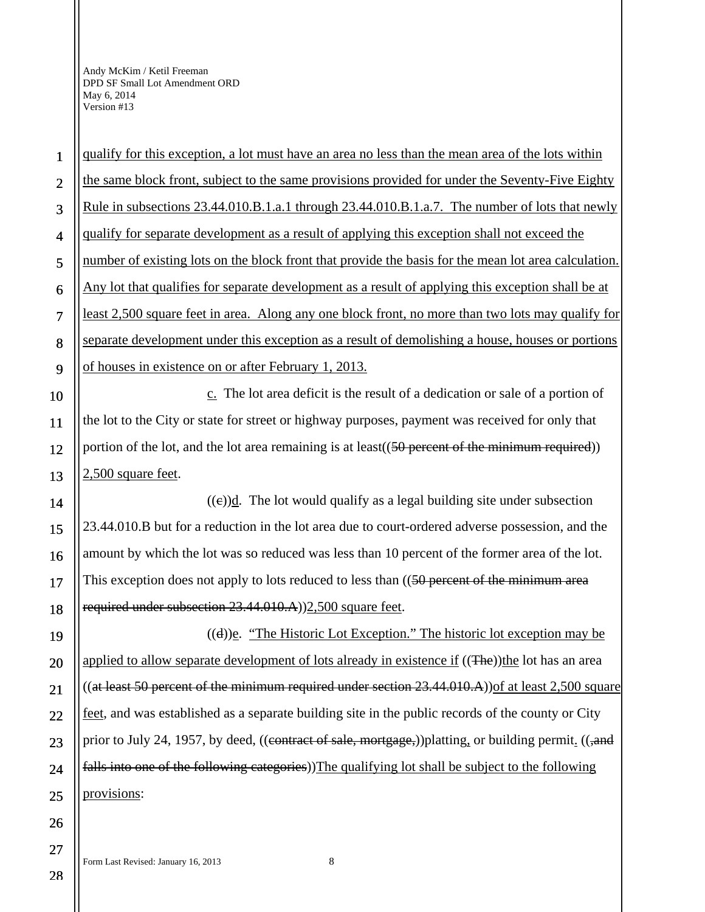qualify for this exception, a lot must have an area no less than the mean area of the lots within the same block front, subject to the same provisions provided for under the Seventy-Five Eighty Rule in subsections 23.44.010.B.1.a.1 through 23.44.010.B.1.a.7. The number of lots that newly qualify for separate development as a result of applying this exception shall not exceed the number of existing lots on the block front that provide the basis for the mean lot area calculation. Any lot that qualifies for separate development as a result of applying this exception shall be at least 2,500 square feet in area. Along any one block front, no more than two lots may qualify for separate development under this exception as a result of demolishing a house, houses or portions of houses in existence on or after February 1, 2013.

c. The lot area deficit is the result of a dedication or sale of a portion of the lot to the City or state for street or highway purposes, payment was received for only that portion of the lot, and the lot area remaining is at least((~~50 percent of the minimum required~~)) 2,500 square feet.

((~~c~~))d. The lot would qualify as a legal building site under subsection 23.44.010.B but for a reduction in the lot area due to court-ordered adverse possession, and the amount by which the lot was so reduced was less than 10 percent of the former area of the lot. This exception does not apply to lots reduced to less than ((~~50 percent of the minimum area required under subsection 23.44.010.A~~))2,500 square feet.

((~~d~~))e. "The Historic Lot Exception." The historic lot exception may be applied to allow separate development of lots already in existence if ((~~The~~))the lot has an area ((~~at least 50 percent of the minimum required under section 23.44.010.A~~))of at least 2,500 square feet, and was established as a separate building site in the public records of the county or City prior to July 24, 1957, by deed, ((~~contract of sale, mortgage,~~))platting, or building permit. ((~~,and falls into one of the following categories~~))The qualifying lot shall be subject to the following provisions: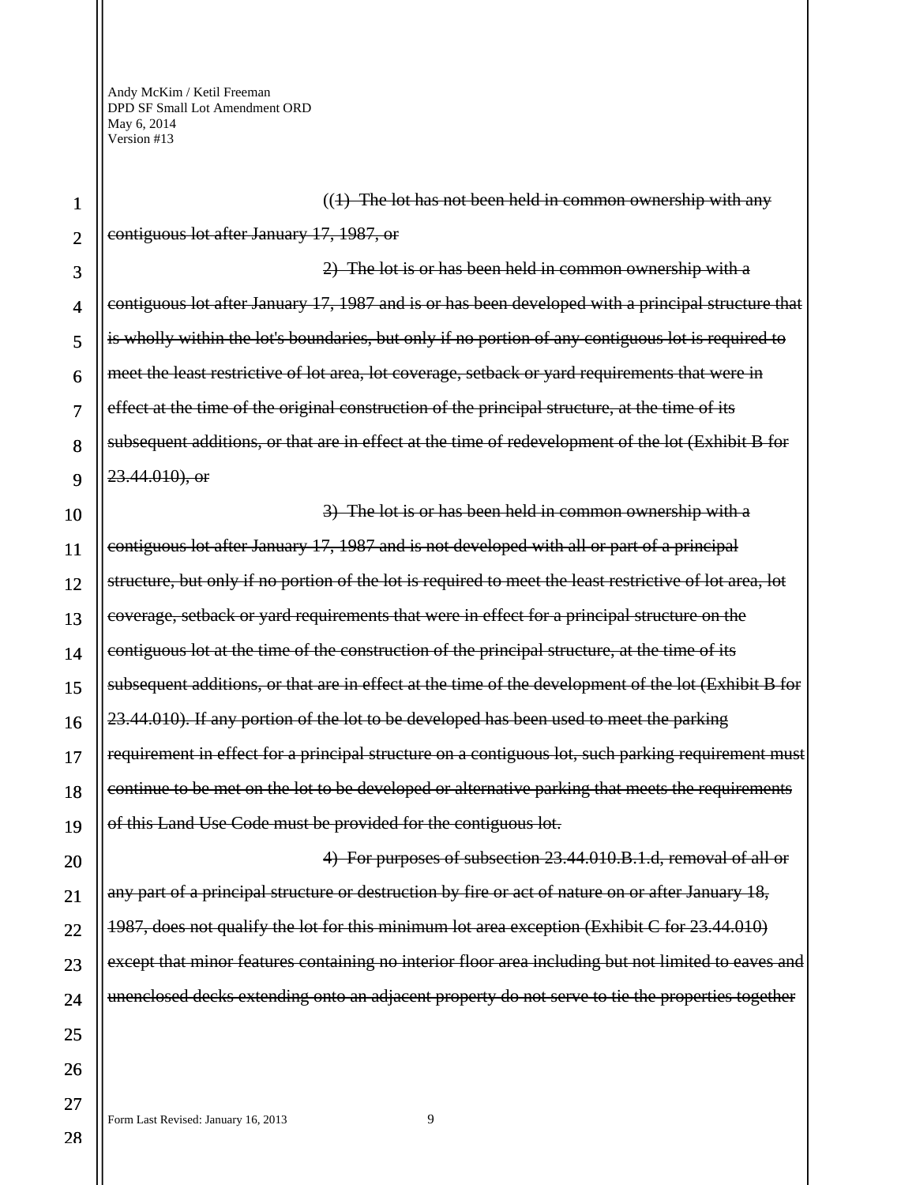~~((1) The lot has not been held in common ownership with any contiguous lot after January 17, 1987, or~~

~~2) The lot is or has been held in common ownership with a contiguous lot after January 17, 1987 and is or has been developed with a principal structure that is wholly within the lot's boundaries, but only if no portion of any contiguous lot is required to meet the least restrictive of lot area, lot coverage, setback or yard requirements that were in effect at the time of the original construction of the principal structure, at the time of its subsequent additions, or that are in effect at the time of redevelopment of the lot (Exhibit B for 23.44.010), or~~

~~3) The lot is or has been held in common ownership with a contiguous lot after January 17, 1987 and is not developed with all or part of a principal structure, but only if no portion of the lot is required to meet the least restrictive of lot area, lot coverage, setback or yard requirements that were in effect for a principal structure on the contiguous lot at the time of the construction of the principal structure, at the time of its subsequent additions, or that are in effect at the time of the development of the lot (Exhibit B for 23.44.010). If any portion of the lot to be developed has been used to meet the parking requirement in effect for a principal structure on a contiguous lot, such parking requirement must continue to be met on the lot to be developed or alternative parking that meets the requirements of this Land Use Code must be provided for the contiguous lot.~~

~~4) For purposes of subsection 23.44.010.B.1.d, removal of all or any part of a principal structure or destruction by fire or act of nature on or after January 18, 1987, does not qualify the lot for this minimum lot area exception (Exhibit C for 23.44.010) except that minor features containing no interior floor area including but not limited to eaves and unenclosed decks extending onto an adjacent property do not serve to tie the properties together~~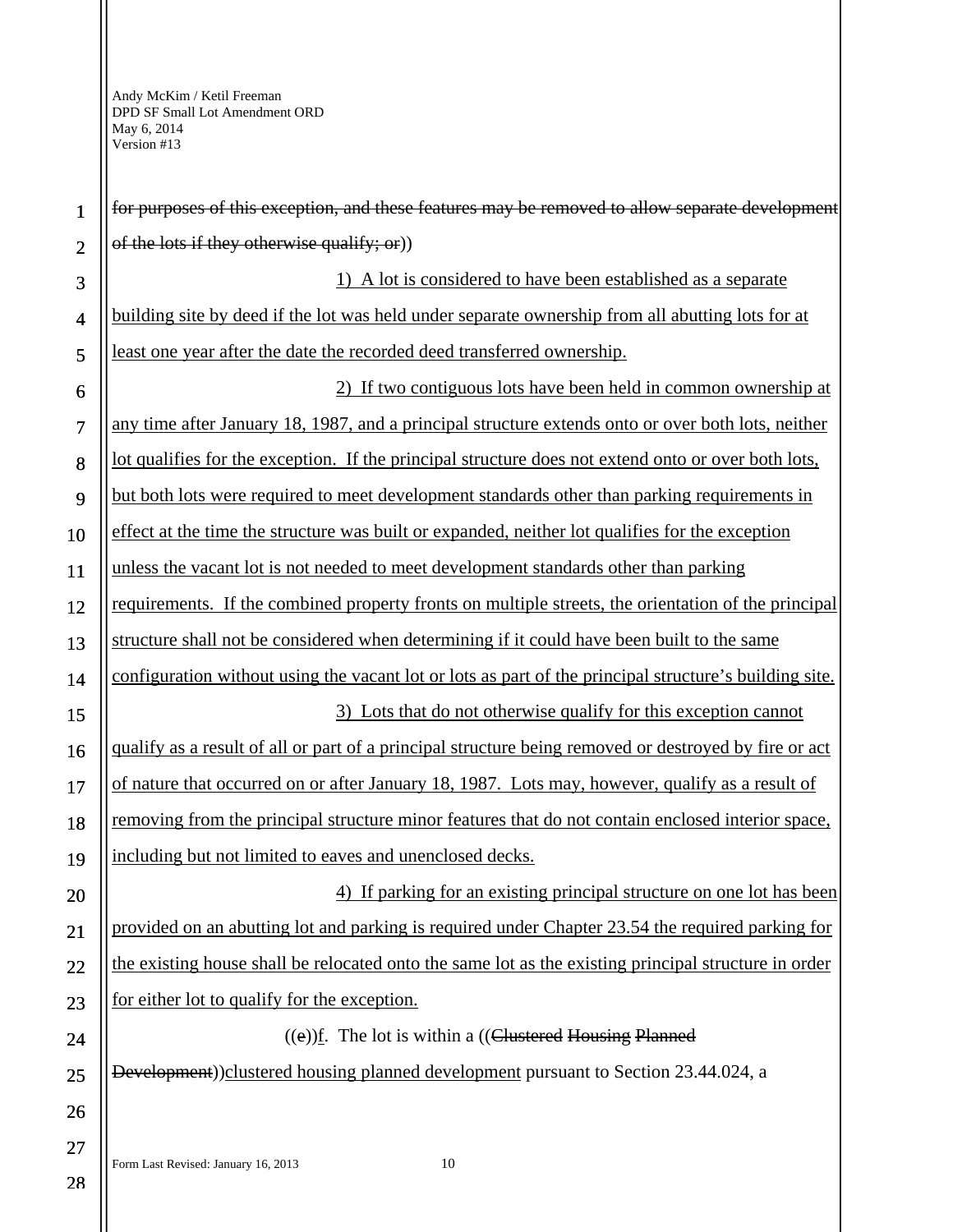~~for purposes of this exception, and these features may be removed to allow separate development of the lots if they otherwise qualify; or~~))

<u>1) A lot is considered to have been established as a separate building site by deed if the lot was held under separate ownership from all abutting lots for at least one year after the date the recorded deed transferred ownership.</u>

<u>2) If two contiguous lots have been held in common ownership at any time after January 18, 1987, and a principal structure extends onto or over both lots, neither lot qualifies for the exception. If the principal structure does not extend onto or over both lots, but both lots were required to meet development standards other than parking requirements in effect at the time the structure was built or expanded, neither lot qualifies for the exception unless the vacant lot is not needed to meet development standards other than parking requirements. If the combined property fronts on multiple streets, the orientation of the principal structure shall not be considered when determining if it could have been built to the same configuration without using the vacant lot or lots as part of the principal structure's building site.</u>

<u>3) Lots that do not otherwise qualify for this exception cannot qualify as a result of all or part of a principal structure being removed or destroyed by fire or act of nature that occurred on or after January 18, 1987. Lots may, however, qualify as a result of removing from the principal structure minor features that do not contain enclosed interior space, including but not limited to eaves and unenclosed decks.</u>

<u>4) If parking for an existing principal structure on one lot has been provided on an abutting lot and parking is required under Chapter 23.54 the required parking for the existing house shall be relocated onto the same lot as the existing principal structure in order for either lot to qualify for the exception.</u>

((~~e~~))<u>f</u>. The lot is within a ((~~Clustered Housing Planned Development~~))<u>clustered housing planned development</u> pursuant to Section 23.44.024, a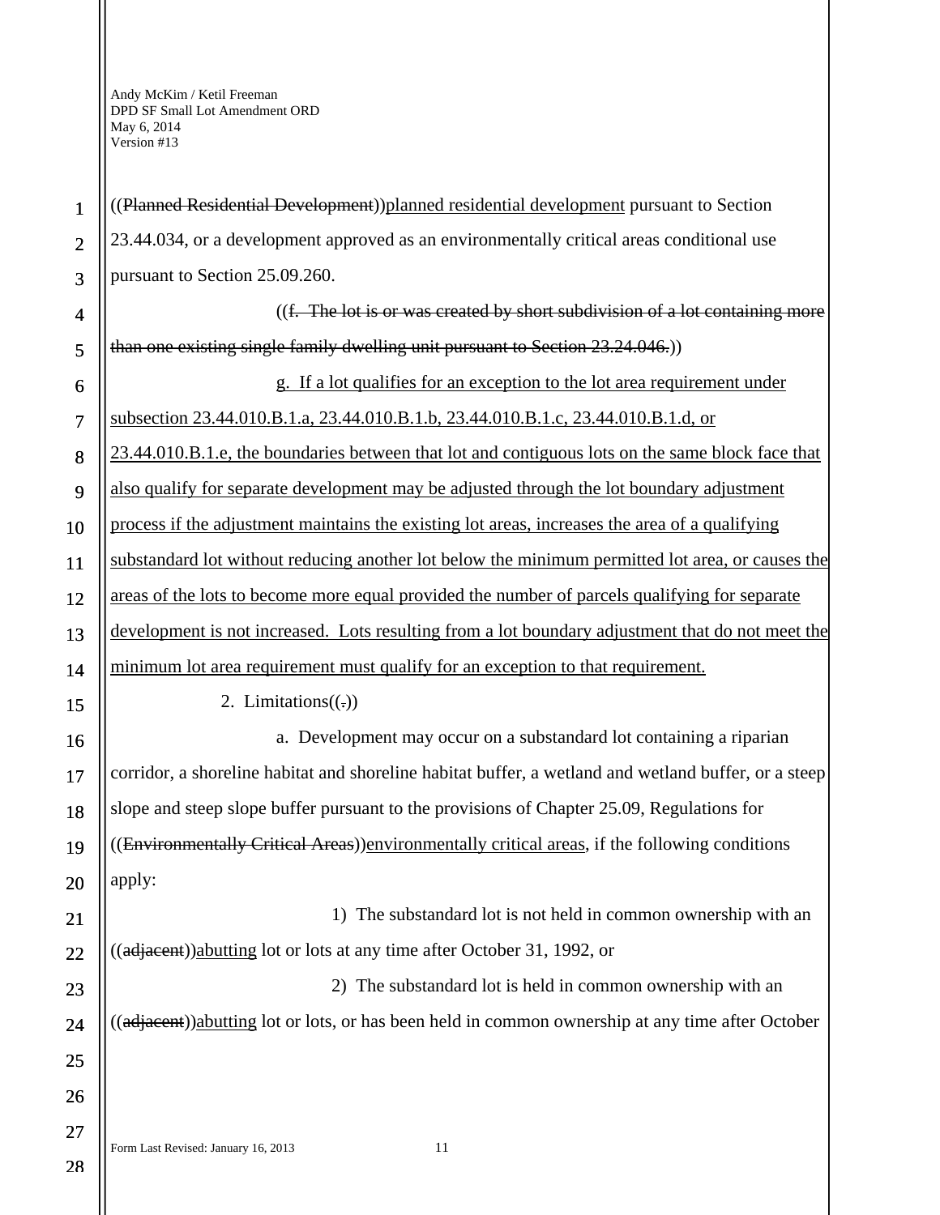((~~Planned Residential Development~~))<u>planned residential development</u> pursuant to Section 23.44.034, or a development approved as an environmentally critical areas conditional use pursuant to Section 25.09.260.

((~~f. The lot is or was created by short subdivision of a lot containing more than one existing single family dwelling unit pursuant to Section 23.24.046.~~))

<u>g. If a lot qualifies for an exception to the lot area requirement under subsection 23.44.010.B.1.a, 23.44.010.B.1.b, 23.44.010.B.1.c, 23.44.010.B.1.d, or 23.44.010.B.1.e, the boundaries between that lot and contiguous lots on the same block face that also qualify for separate development may be adjusted through the lot boundary adjustment process if the adjustment maintains the existing lot areas, increases the area of a qualifying substandard lot without reducing another lot below the minimum permitted lot area, or causes the areas of the lots to become more equal provided the number of parcels qualifying for separate development is not increased. Lots resulting from a lot boundary adjustment that do not meet the minimum lot area requirement must qualify for an exception to that requirement.</u>

2. Limitations((~~.~~))

a. Development may occur on a substandard lot containing a riparian corridor, a shoreline habitat and shoreline habitat buffer, a wetland and wetland buffer, or a steep slope and steep slope buffer pursuant to the provisions of Chapter 25.09, Regulations for ((~~Environmentally Critical Areas~~))<u>environmentally critical areas</u>, if the following conditions apply:

1) The substandard lot is not held in common ownership with an ((~~adjacent~~))<u>abutting</u> lot or lots at any time after October 31, 1992, or

2) The substandard lot is held in common ownership with an ((~~adjacent~~))<u>abutting</u> lot or lots, or has been held in common ownership at any time after October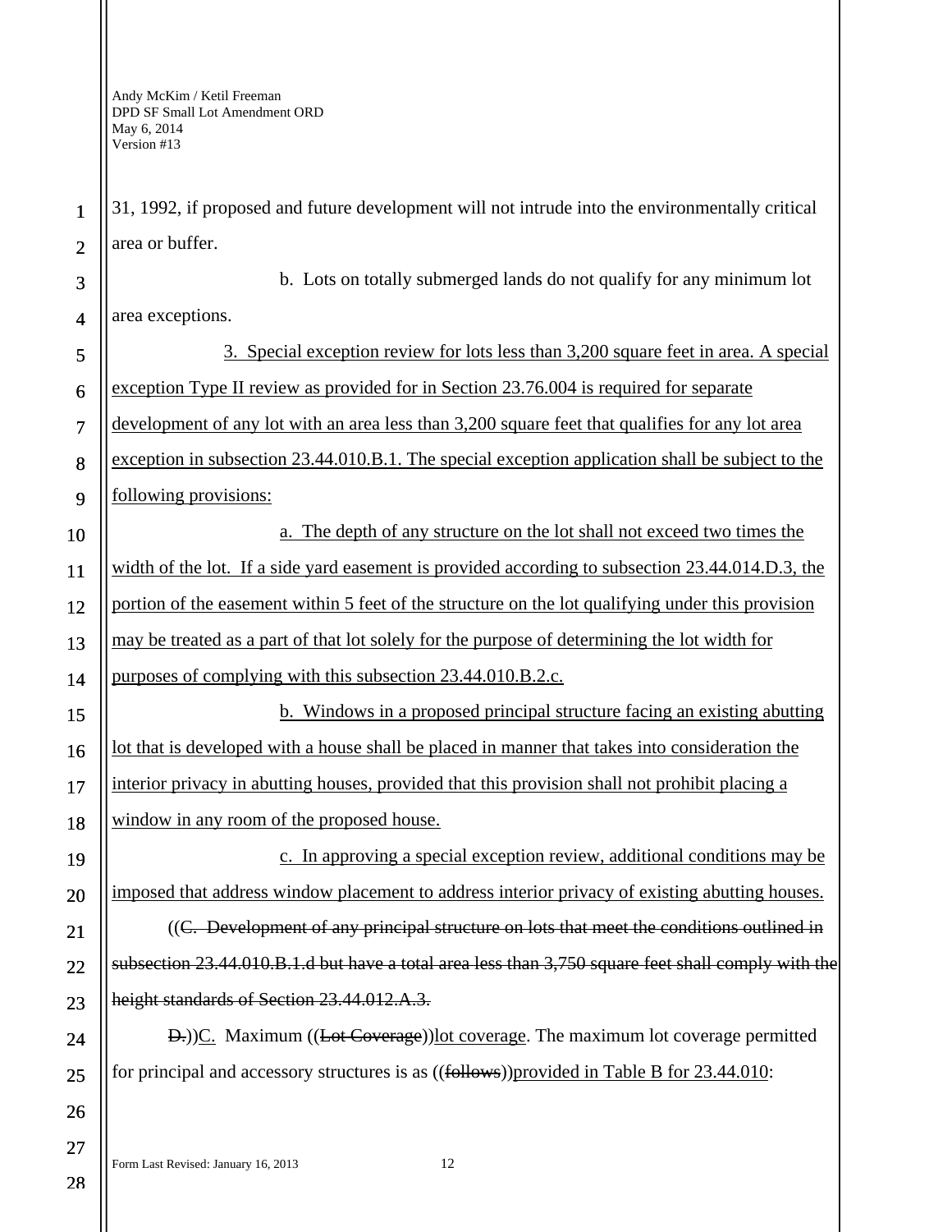31, 1992, if proposed and future development will not intrude into the environmentally critical area or buffer.

b. Lots on totally submerged lands do not qualify for any minimum lot area exceptions.

<u>3. Special exception review for lots less than 3,200 square feet in area. A special exception Type II review as provided for in Section 23.76.004 is required for separate development of any lot with an area less than 3,200 square feet that qualifies for any lot area exception in subsection 23.44.010.B.1. The special exception application shall be subject to the following provisions:</u>

<u>a. The depth of any structure on the lot shall not exceed two times the width of the lot. If a side yard easement is provided according to subsection 23.44.014.D.3, the portion of the easement within 5 feet of the structure on the lot qualifying under this provision may be treated as a part of that lot solely for the purpose of determining the lot width for purposes of complying with this subsection 23.44.010.B.2.c.</u>

<u>b. Windows in a proposed principal structure facing an existing abutting lot that is developed with a house shall be placed in manner that takes into consideration the interior privacy in abutting houses, provided that this provision shall not prohibit placing a window in any room of the proposed house.</u>

<u>c. In approving a special exception review, additional conditions may be imposed that address window placement to address interior privacy of existing abutting houses.</u>

((~~C. Development of any principal structure on lots that meet the conditions outlined in subsection 23.44.010.B.1.d but have a total area less than 3,750 square feet shall comply with the height standards of Section 23.44.012.A.3.~~

~~D.~~))<u>C.</u> Maximum ((~~Lot Coverage~~))<u>lot coverage</u>. The maximum lot coverage permitted for principal and accessory structures is as ((~~follows~~))<u>provided in Table B for 23.44.010</u>: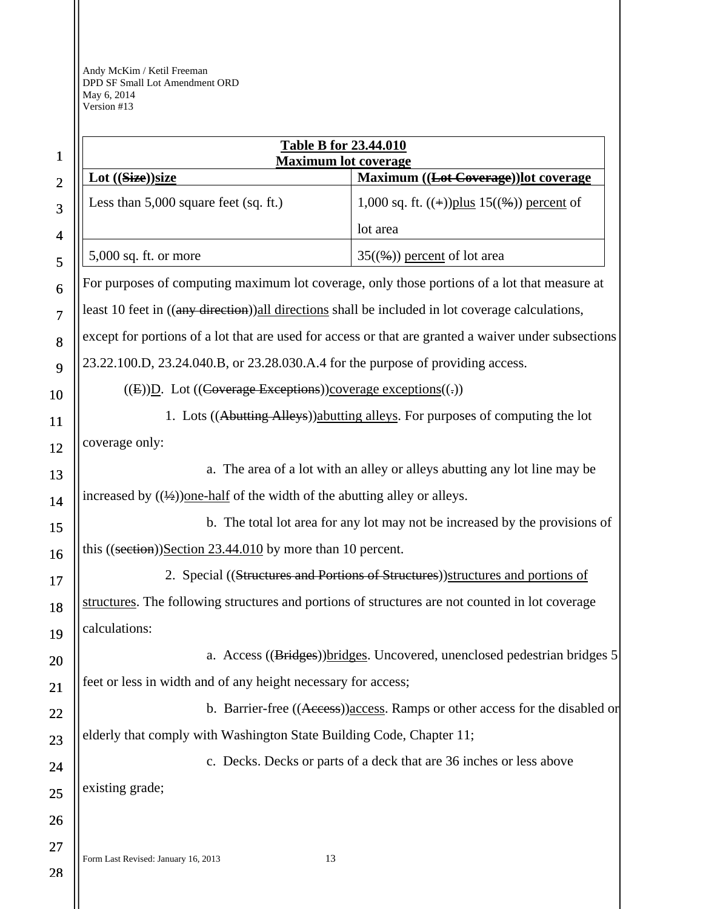| Table B for 23.44.010 Maximum lot coverage | |
|---|---|
| Lot ((~~Size~~))size | Maximum ((~~Lot Coverage~~))lot coverage |
| Less than 5,000 square feet (sq. ft.) | 1,000 sq. ft. ((~~+~~))plus 15((~~%~~)) percent of lot area |
| 5,000 sq. ft. or more | 35((~~%~~)) percent of lot area |

For purposes of computing maximum lot coverage, only those portions of a lot that measure at least 10 feet in ((~~any direction~~))all directions shall be included in lot coverage calculations, except for portions of a lot that are used for access or that are granted a waiver under subsections 23.22.100.D, 23.24.040.B, or 23.28.030.A.4 for the purpose of providing access.

((~~E~~))D. Lot ((~~Coverage Exceptions~~))coverage exceptions((~~.~~))

1. Lots ((~~Abutting Alleys~~))abutting alleys. For purposes of computing the lot coverage only:

a. The area of a lot with an alley or alleys abutting any lot line may be increased by ((~~½~~))one-half of the width of the abutting alley or alleys.

b. The total lot area for any lot may not be increased by the provisions of this ((~~section~~))Section 23.44.010 by more than 10 percent.

2. Special ((~~Structures and Portions of Structures~~))structures and portions of structures. The following structures and portions of structures are not counted in lot coverage calculations:

a. Access ((~~Bridges~~))bridges. Uncovered, unenclosed pedestrian bridges 5 feet or less in width and of any height necessary for access;

b. Barrier-free ((~~Access~~))access. Ramps or other access for the disabled or elderly that comply with Washington State Building Code, Chapter 11;

c. Decks. Decks or parts of a deck that are 36 inches or less above existing grade;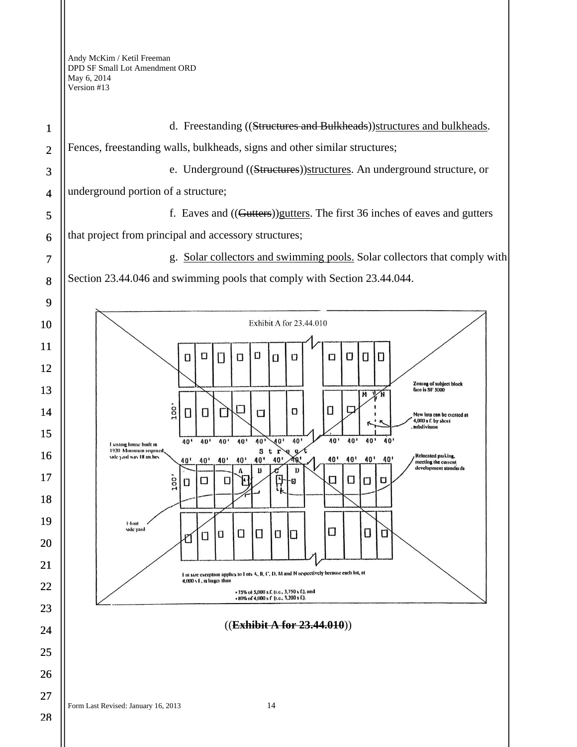d. Freestanding ((~~Structures and Bulkheads~~))structures and bulkheads. Fences, freestanding walls, bulkheads, signs and other similar structures;

e. Underground ((~~Structures~~))structures. An underground structure, or underground portion of a structure;

f. Eaves and ((~~Gutters~~))gutters. The first 36 inches of eaves and gutters that project from principal and accessory structures;

g. Solar collectors and swimming pools. Solar collectors that comply with Section 23.44.046 and swimming pools that comply with Section 23.44.044.

Exhibit A for 23.44.010

Zoning of subject block face is SF 5000

New lots can be created at 4,000 s.f. by short subdivision

Existing house built in 1920. Minimum required side yard was 18 inches

Relocated parking, meeting the current development standards

3-foot side yard

Lot size exception applies to Lots A, B, C, D, M and N respectively because each lot, at 4,000 s.f., is larger than

- 75% of 5,000 s.f. (i.e., 3,750 s.f.), and
- 80% of 4,000 s.f. (i.e., 3,200 s.f.).

((**~~Exhibit A for 23.44.010~~**))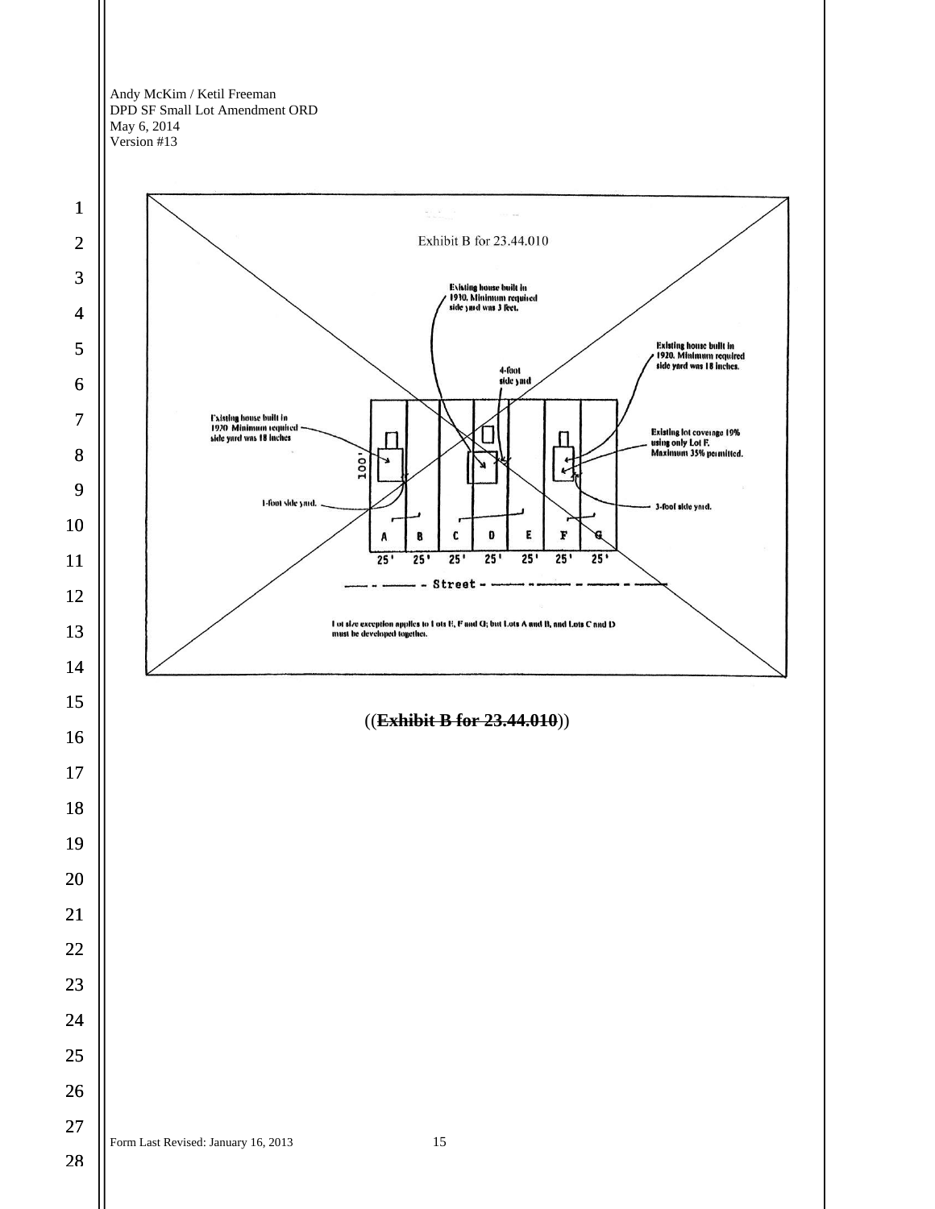Exhibit B for 23.44.010

Existing house built in 1910. Minimum required side yard was 3 feet.

Existing house built in 1920. Minimum required side yard was 18 inches.

4-foot side yard

Existing house built in 1920 Minimum required side yard was 18 inches

Existing lot coverage 19% using only Lot F. Maximum 35% permitted.

100'

1-foot side yard.

3-foot side yard.

| A | B | C | D | E | F | G |
|---|---|---|---|---|---|---|
| 25' | 25' | 25' | 25' | 25' | 25' | 25' |

Street

Lot size exception applies to Lots E, F and G; but Lots A and B, and Lots C and D must be developed together.

((~~**Exhibit B for 23.44.010**~~))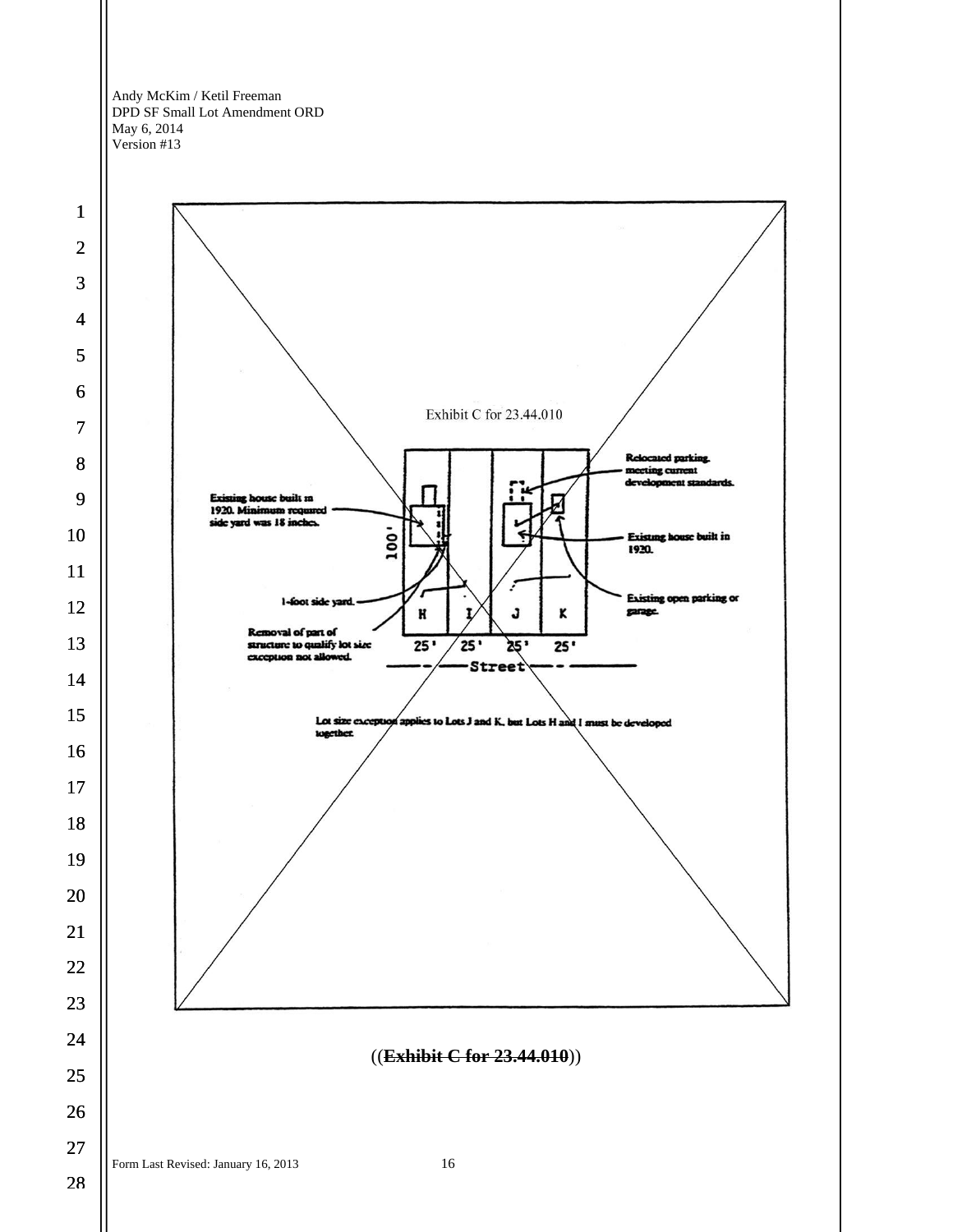Exhibit C for 23.44.010

Existing house built in 1920. Minimum required side yard was 18 inches.

100'

1-foot side yard.

Removal of part of structure to qualify lot size exception not allowed.

H I J K

25' 25' 25' 25'

Street

Relocated parking meeting current development standards.

Existing house built in 1920.

Existing open parking or garage.

Lot size exception applies to Lots J and K, but Lots H and I must be developed together.

((~~**Exhibit C for 23.44.010**~~))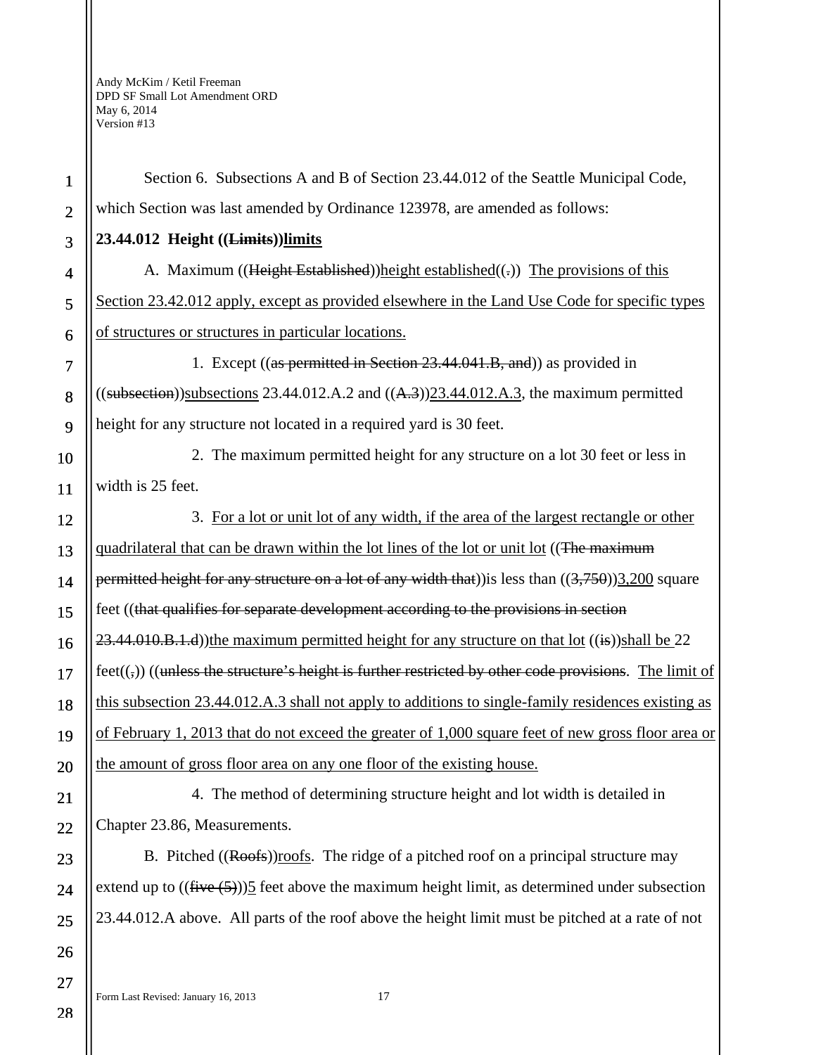Section 6. Subsections A and B of Section 23.44.012 of the Seattle Municipal Code, which Section was last amended by Ordinance 123978, are amended as follows:

**23.44.012 Height ((~~Limits~~))<u>limits</u>**

A. Maximum ((~~Height Established~~))<u>height established</u>((~~.~~)) <u>The provisions of this Section 23.42.012 apply, except as provided elsewhere in the Land Use Code for specific types of structures or structures in particular locations.</u>

1. Except ((~~as permitted in Section 23.44.041.B, and~~)) as provided in ((~~subsection~~))<u>subsections</u> 23.44.012.A.2 and ((~~A.3~~))<u>23.44.012.A.3</u>, the maximum permitted height for any structure not located in a required yard is 30 feet.

2. The maximum permitted height for any structure on a lot 30 feet or less in width is 25 feet.

3. <u>For a lot or unit lot of any width, if the area of the largest rectangle or other quadrilateral that can be drawn within the lot lines of the lot or unit lot</u> ((~~The maximum permitted height for any structure on a lot of any width that~~))is less than ((~~3,750~~))<u>3,200</u> square feet ((~~that qualifies for separate development according to the provisions in section 23.44.010.B.1.d~~))<u>the maximum permitted height for any structure on that lot</u> ((~~is~~))<u>shall be</u> 22 feet((~~,~~)) ((~~unless the structure's height is further restricted by other code provisions~~. <u>The limit of this subsection 23.44.012.A.3 shall not apply to additions to single-family residences existing as of February 1, 2013 that do not exceed the greater of 1,000 square feet of new gross floor area or the amount of gross floor area on any one floor of the existing house.</u>

4. The method of determining structure height and lot width is detailed in Chapter 23.86, Measurements.

B. Pitched ((~~Roofs~~))<u>roofs</u>. The ridge of a pitched roof on a principal structure may extend up to ((~~five (5)~~))<u>5</u> feet above the maximum height limit, as determined under subsection 23.44.012.A above. All parts of the roof above the height limit must be pitched at a rate of not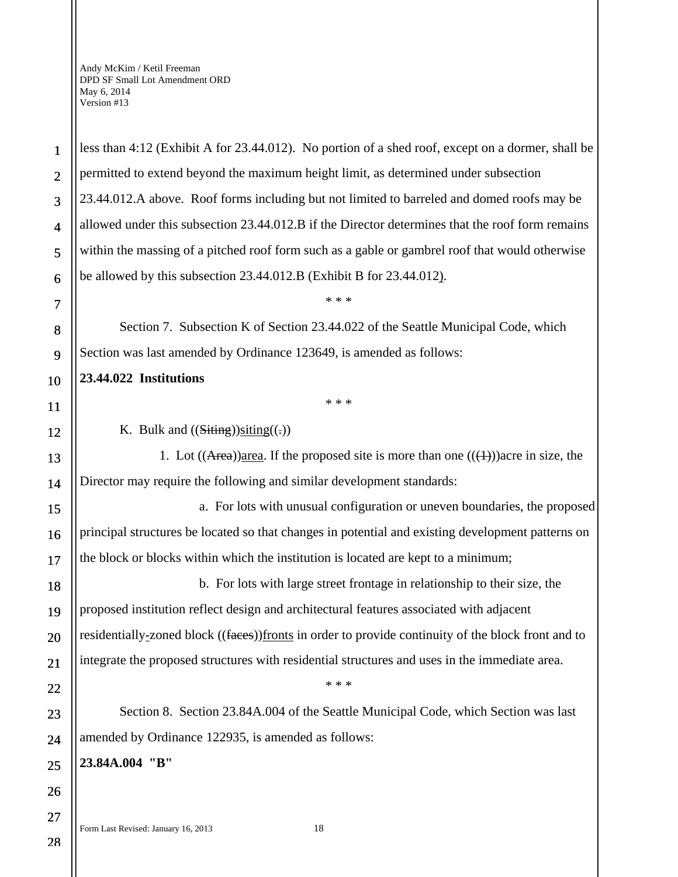less than 4:12 (Exhibit A for 23.44.012). No portion of a shed roof, except on a dormer, shall be permitted to extend beyond the maximum height limit, as determined under subsection 23.44.012.A above. Roof forms including but not limited to barreled and domed roofs may be allowed under this subsection 23.44.012.B if the Director determines that the roof form remains within the massing of a pitched roof form such as a gable or gambrel roof that would otherwise be allowed by this subsection 23.44.012.B (Exhibit B for 23.44.012).

\* \* \*

Section 7. Subsection K of Section 23.44.022 of the Seattle Municipal Code, which Section was last amended by Ordinance 123649, is amended as follows:

**23.44.022 Institutions**

\* \* \*

K. Bulk and ((~~Siting~~))<u>siting</u>((~~.~~))

1. Lot ((~~Area~~))<u>area</u>. If the proposed site is more than one ((~~(1)~~))acre in size, the Director may require the following and similar development standards:

a. For lots with unusual configuration or uneven boundaries, the proposed principal structures be located so that changes in potential and existing development patterns on the block or blocks within which the institution is located are kept to a minimum;

b. For lots with large street frontage in relationship to their size, the proposed institution reflect design and architectural features associated with adjacent residentially<u>-</u>zoned block ((~~faces~~))<u>fronts</u> in order to provide continuity of the block front and to integrate the proposed structures with residential structures and uses in the immediate area.

\* \* \*

Section 8. Section 23.84A.004 of the Seattle Municipal Code, which Section was last amended by Ordinance 122935, is amended as follows:

**23.84A.004 "B"**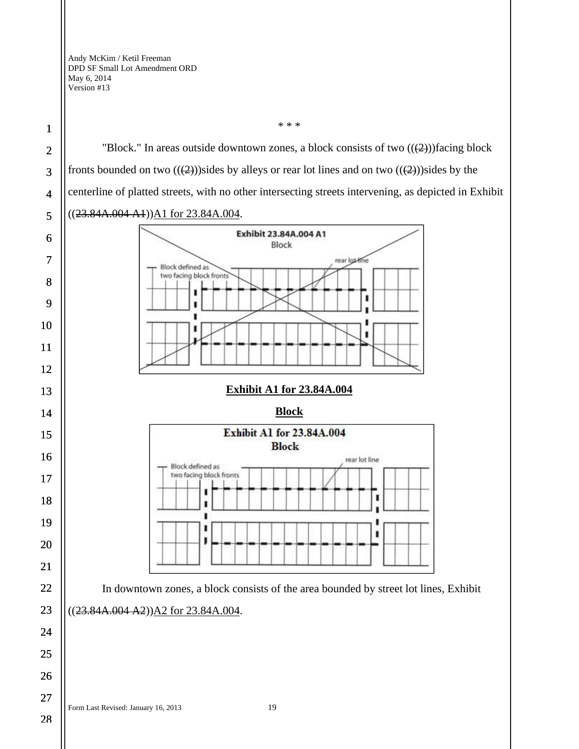\* \* \*

"Block." In areas outside downtown zones, a block consists of two ((~~(2)~~))facing block fronts bounded on two ((~~(2)~~))sides by alleys or rear lot lines and on two ((~~(2)~~))sides by the centerline of platted streets, with no other intersecting streets intervening, as depicted in Exhibit ((~~23.84A.004 A1~~))<u>A1 for 23.84A.004</u>.

**<u>Exhibit A1 for 23.84A.004</u>**

**<u>Block</u>**

In downtown zones, a block consists of the area bounded by street lot lines, Exhibit ((~~23.84A.004 A2~~))<u>A2 for 23.84A.004</u>.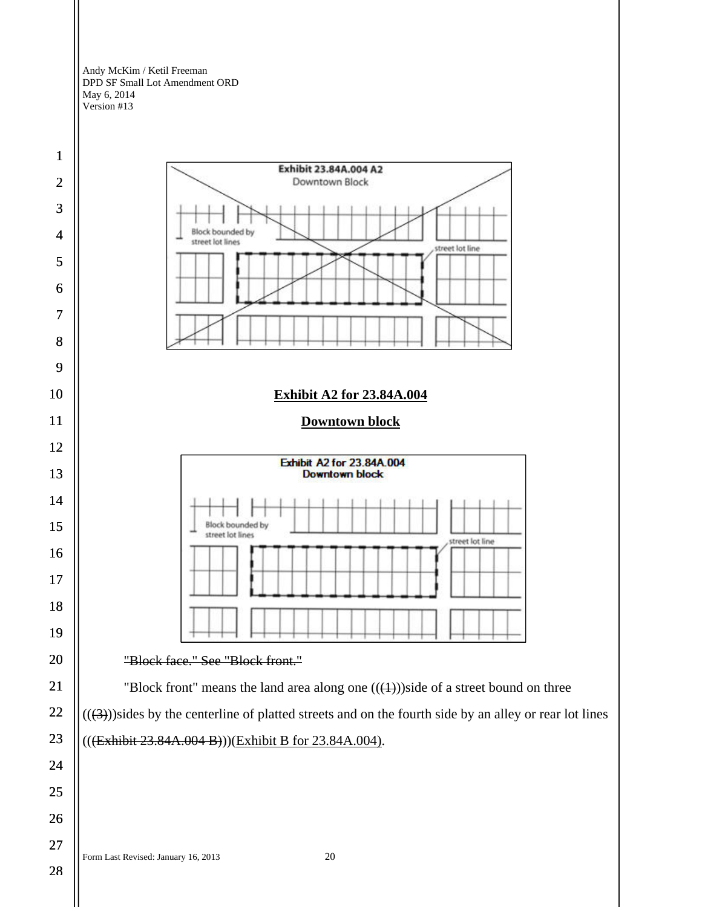Exhibit 23.84A.004 A2

Downtown Block

Block bounded by street lot lines

street lot line

**Exhibit A2 for 23.84A.004**

**Downtown block**

Exhibit A2 for 23.84A.004

Downtown block

Block bounded by street lot lines

street lot line

~~"Block face." See "Block front."~~

"Block front" means the land area along one ((~~(1)~~))side of a street bound on three ((~~(3)~~))sides by the centerline of platted streets and on the fourth side by an alley or rear lot lines ((~~(Exhibit 23.84A.004 B)~~))(Exhibit B for 23.84A.004).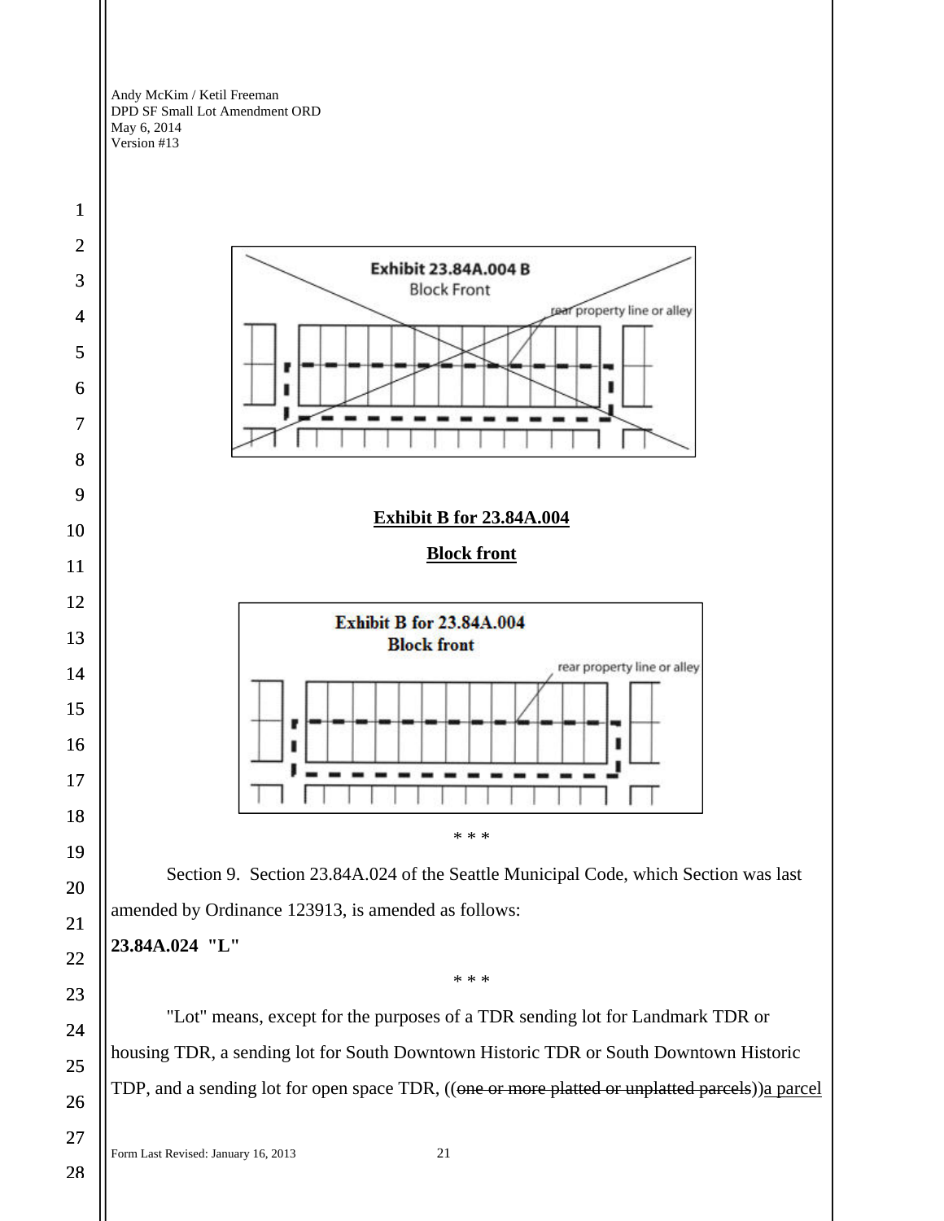**Exhibit B for 23.84A.004**

**Block front**

\* \* \*

Section 9. Section 23.84A.024 of the Seattle Municipal Code, which Section was last amended by Ordinance 123913, is amended as follows:

**23.84A.024 "L"**

\* \* \*

"Lot" means, except for the purposes of a TDR sending lot for Landmark TDR or housing TDR, a sending lot for South Downtown Historic TDR or South Downtown Historic TDP, and a sending lot for open space TDR, ((~~one or more platted or unplatted parcels~~))<u>a parcel</u>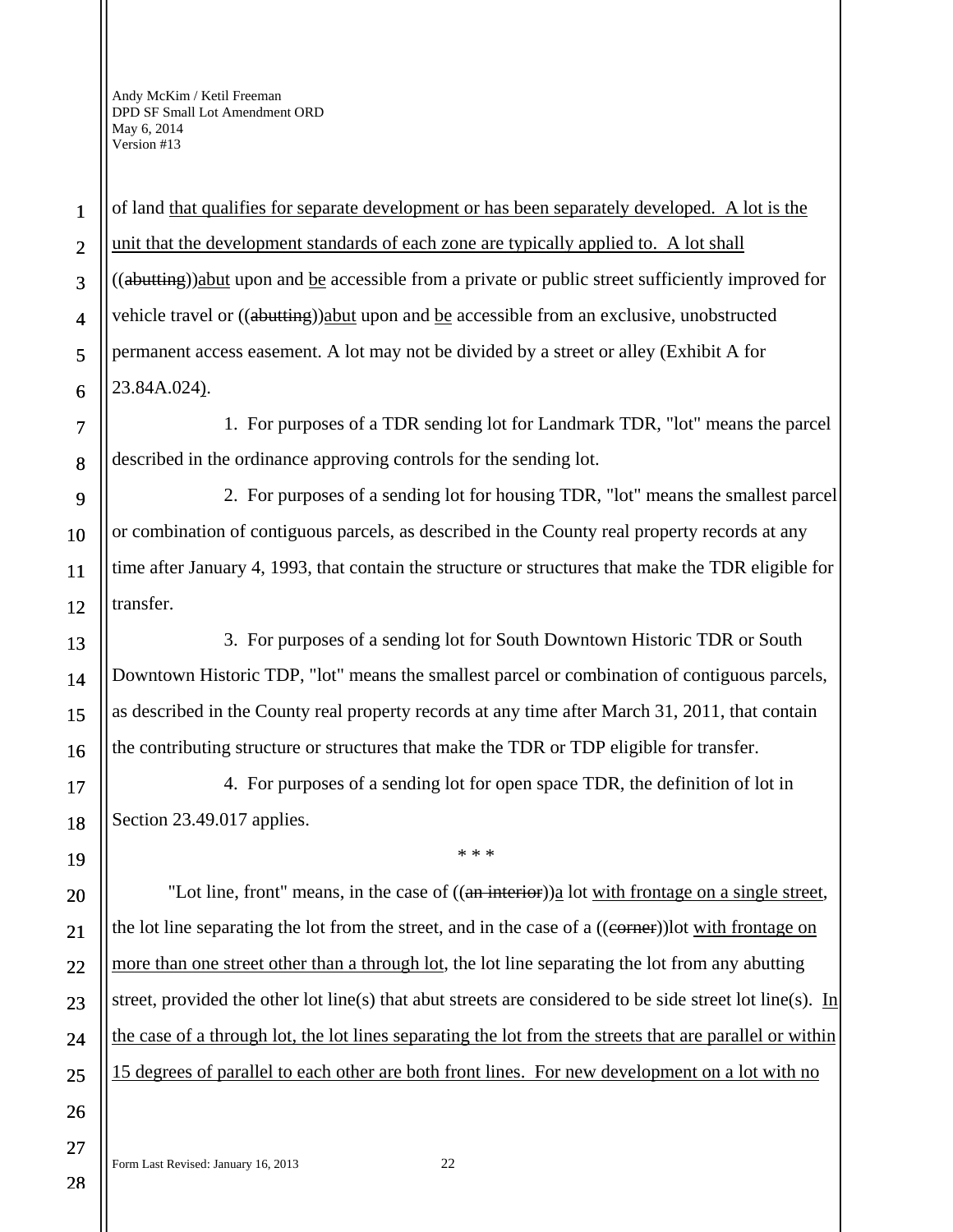of land that qualifies for separate development or has been separately developed. A lot is the unit that the development standards of each zone are typically applied to. A lot shall ((abutting))abut upon and be accessible from a private or public street sufficiently improved for vehicle travel or ((abutting))abut upon and be accessible from an exclusive, unobstructed permanent access easement. A lot may not be divided by a street or alley (Exhibit A for 23.84A.024).

1. For purposes of a TDR sending lot for Landmark TDR, "lot" means the parcel described in the ordinance approving controls for the sending lot.

2. For purposes of a sending lot for housing TDR, "lot" means the smallest parcel or combination of contiguous parcels, as described in the County real property records at any time after January 4, 1993, that contain the structure or structures that make the TDR eligible for transfer.

3. For purposes of a sending lot for South Downtown Historic TDR or South Downtown Historic TDP, "lot" means the smallest parcel or combination of contiguous parcels, as described in the County real property records at any time after March 31, 2011, that contain the contributing structure or structures that make the TDR or TDP eligible for transfer.

4. For purposes of a sending lot for open space TDR, the definition of lot in Section 23.49.017 applies.

\* \* \*

"Lot line, front" means, in the case of ((an interior))a lot with frontage on a single street, the lot line separating the lot from the street, and in the case of a ((corner))lot with frontage on more than one street other than a through lot, the lot line separating the lot from any abutting street, provided the other lot line(s) that abut streets are considered to be side street lot line(s). In the case of a through lot, the lot lines separating the lot from the streets that are parallel or within 15 degrees of parallel to each other are both front lines. For new development on a lot with no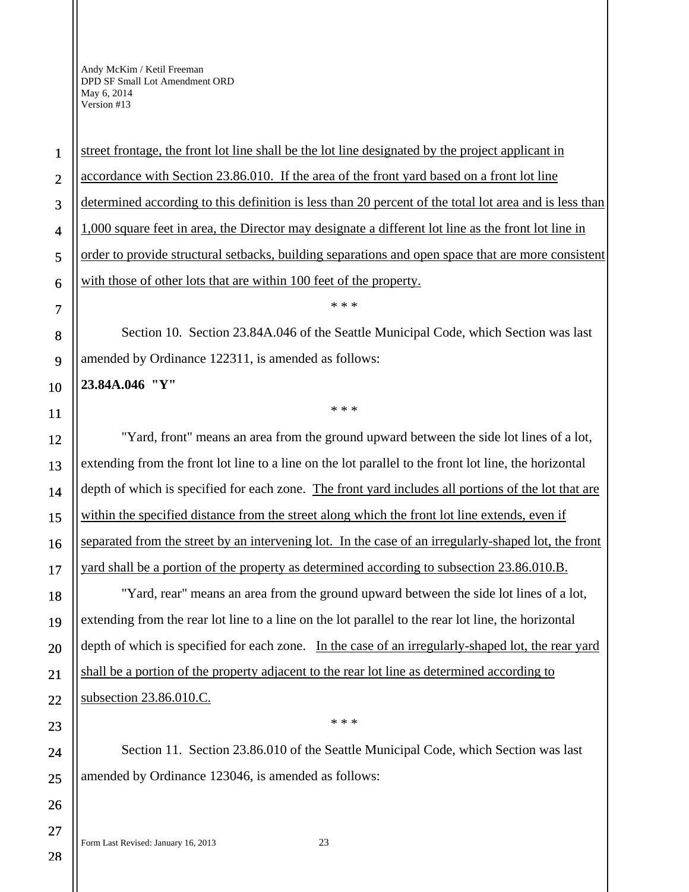street frontage, the front lot line shall be the lot line designated by the project applicant in accordance with Section 23.86.010. If the area of the front yard based on a front lot line determined according to this definition is less than 20 percent of the total lot area and is less than 1,000 square feet in area, the Director may designate a different lot line as the front lot line in order to provide structural setbacks, building separations and open space that are more consistent with those of other lots that are within 100 feet of the property.

\* \* \*

Section 10. Section 23.84A.046 of the Seattle Municipal Code, which Section was last amended by Ordinance 122311, is amended as follows:

**23.84A.046 "Y"**

\* \* \*

"Yard, front" means an area from the ground upward between the side lot lines of a lot, extending from the front lot line to a line on the lot parallel to the front lot line, the horizontal depth of which is specified for each zone. The front yard includes all portions of the lot that are within the specified distance from the street along which the front lot line extends, even if separated from the street by an intervening lot. In the case of an irregularly-shaped lot, the front yard shall be a portion of the property as determined according to subsection 23.86.010.B.

"Yard, rear" means an area from the ground upward between the side lot lines of a lot, extending from the rear lot line to a line on the lot parallel to the rear lot line, the horizontal depth of which is specified for each zone. In the case of an irregularly-shaped lot, the rear yard shall be a portion of the property adjacent to the rear lot line as determined according to subsection 23.86.010.C.

\* \* \*

Section 11. Section 23.86.010 of the Seattle Municipal Code, which Section was last amended by Ordinance 123046, is amended as follows: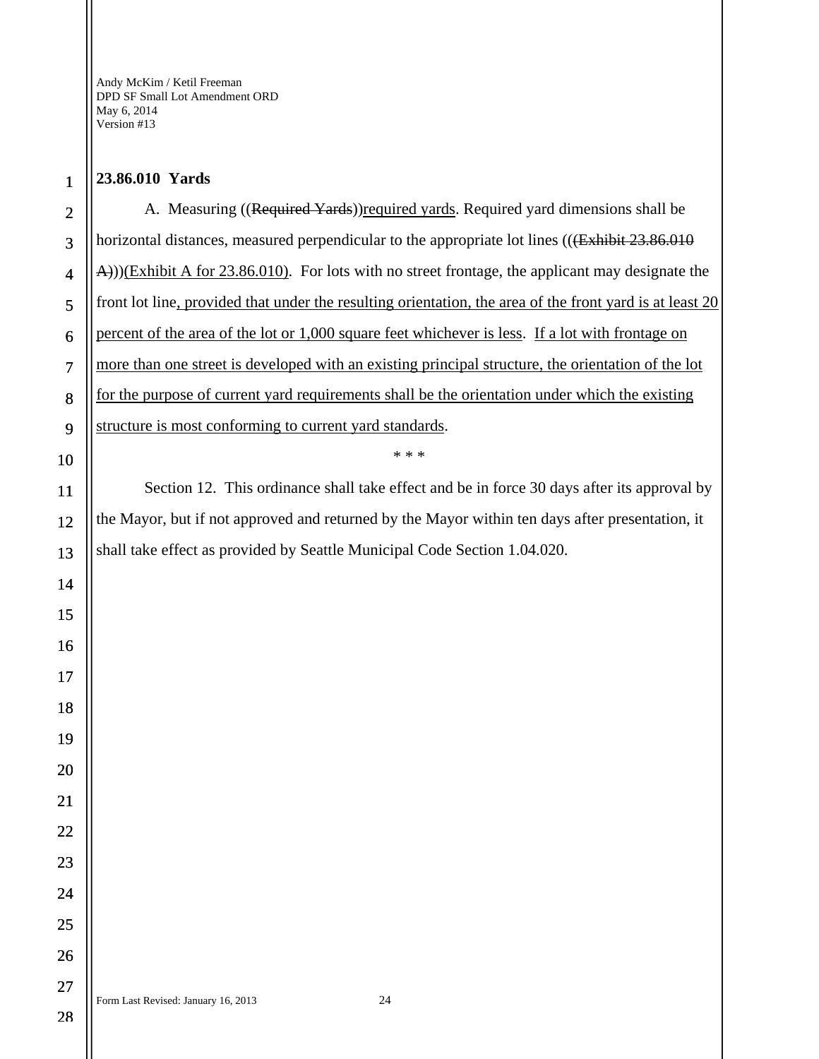**23.86.010 Yards**

A. Measuring ((~~Required Yards~~))<u>required yards</u>. Required yard dimensions shall be horizontal distances, measured perpendicular to the appropriate lot lines ((~~(Exhibit 23.86.010 A)~~))<u>(Exhibit A for 23.86.010)</u>. For lots with no street frontage, the applicant may designate the front lot line<u>, provided that under the resulting orientation, the area of the front yard is at least 20 percent of the area of the lot or 1,000 square feet whichever is less</u>. <u>If a lot with frontage on more than one street is developed with an existing principal structure, the orientation of the lot for the purpose of current yard requirements shall be the orientation under which the existing structure is most conforming to current yard standards</u>.

\* \* \*

Section 12. This ordinance shall take effect and be in force 30 days after its approval by the Mayor, but if not approved and returned by the Mayor within ten days after presentation, it shall take effect as provided by Seattle Municipal Code Section 1.04.020.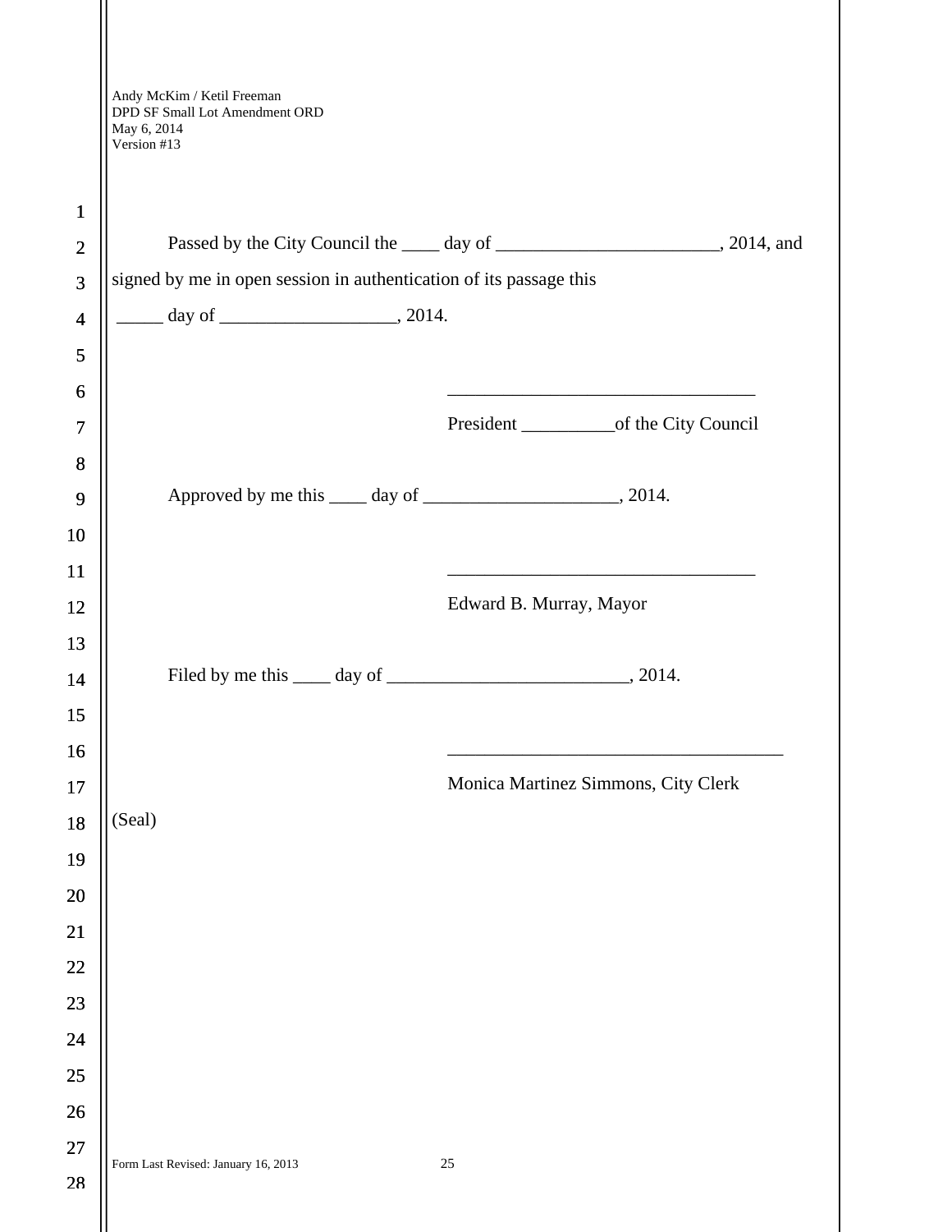Passed by the City Council the ____ day of ________________________, 2014, and signed by me in open session in authentication of its passage this

_____ day of ___________________, 2014.

_________________________________

President __________of the City Council

Approved by me this ____ day of _____________________, 2014.

_________________________________

Edward B. Murray, Mayor

Filed by me this ____ day of __________________________, 2014.

____________________________________

Monica Martinez Simmons, City Clerk

(Seal)